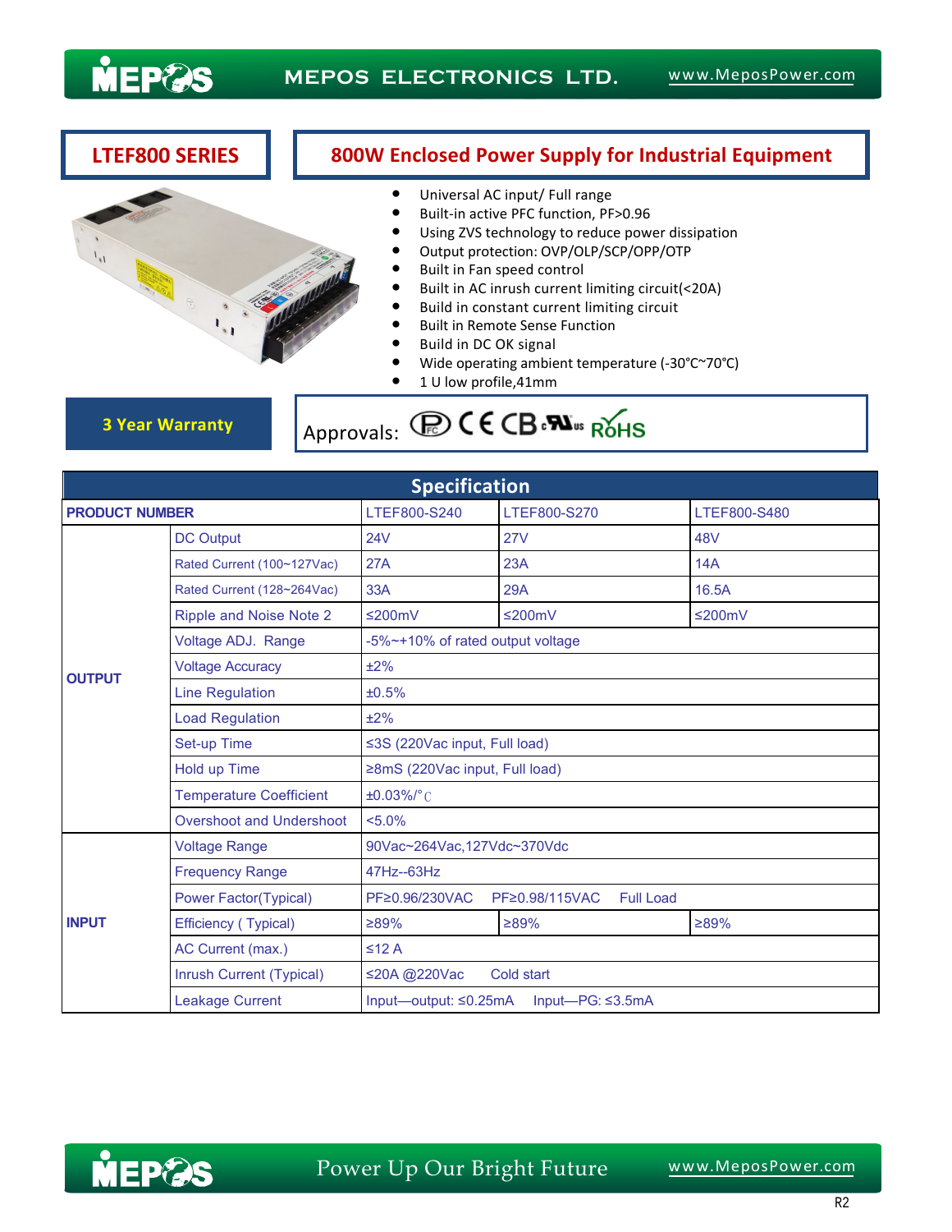# LTEF800 SERIES

## 800W Enclosed Power Supply for Industrial Equipment

- Universal AC input/ Full range
- Built-in active PFC function, PF>0.96
- Using ZVS technology to reduce power dissipation
- Output protection: OVP/OLP/SCP/OPP/OTP
- Built in Fan speed control
- Built in AC inrush current limiting circuit(<20A)
- Build in constant current limiting circuit
- Built in Remote Sense Function
- Build in DC OK signal
- Wide operating ambient temperature (-30℃~70℃)
- 1 U low profile,41mm

**3 Year Warranty**

Approvals: FC CE CB cULus RoHS

## Specification

| PRODUCT NUMBER | | LTEF800-S240 | LTEF800-S270 | LTEF800-S480 |
|---|---|---|---|---|
| OUTPUT | DC Output | 24V | 27V | 48V |
| | Rated Current (100~127Vac) | 27A | 23A | 14A |
| | Rated Current (128~264Vac) | 33A | 29A | 16.5A |
| | Ripple and Noise Note 2 | ≤200mV | ≤200mV | ≤200mV |
| | Voltage ADJ. Range | -5%~+10% of rated output voltage | | |
| | Voltage Accuracy | ±2% | | |
| | Line Regulation | ±0.5% | | |
| | Load Regulation | ±2% | | |
| | Set-up Time | ≤3S (220Vac input, Full load) | | |
| | Hold up Time | ≥8mS (220Vac input, Full load) | | |
| | Temperature Coefficient | ±0.03%/℃ | | |
| | Overshoot and Undershoot | <5.0% | | |
| INPUT | Voltage Range | 90Vac~264Vac,127Vdc~370Vdc | | |
| | Frequency Range | 47Hz--63Hz | | |
| | Power Factor(Typical) | PF≥0.96/230VAC PF≥0.98/115VAC Full Load | | |
| | Efficiency ( Typical) | ≥89% | ≥89% | ≥89% |
| | AC Current (max.) | ≤12 A | | |
| | Inrush Current (Typical) | ≤20A @220Vac Cold start | | |
| | Leakage Current | Input—output: ≤0.25mA Input—PG: ≤3.5mA | | |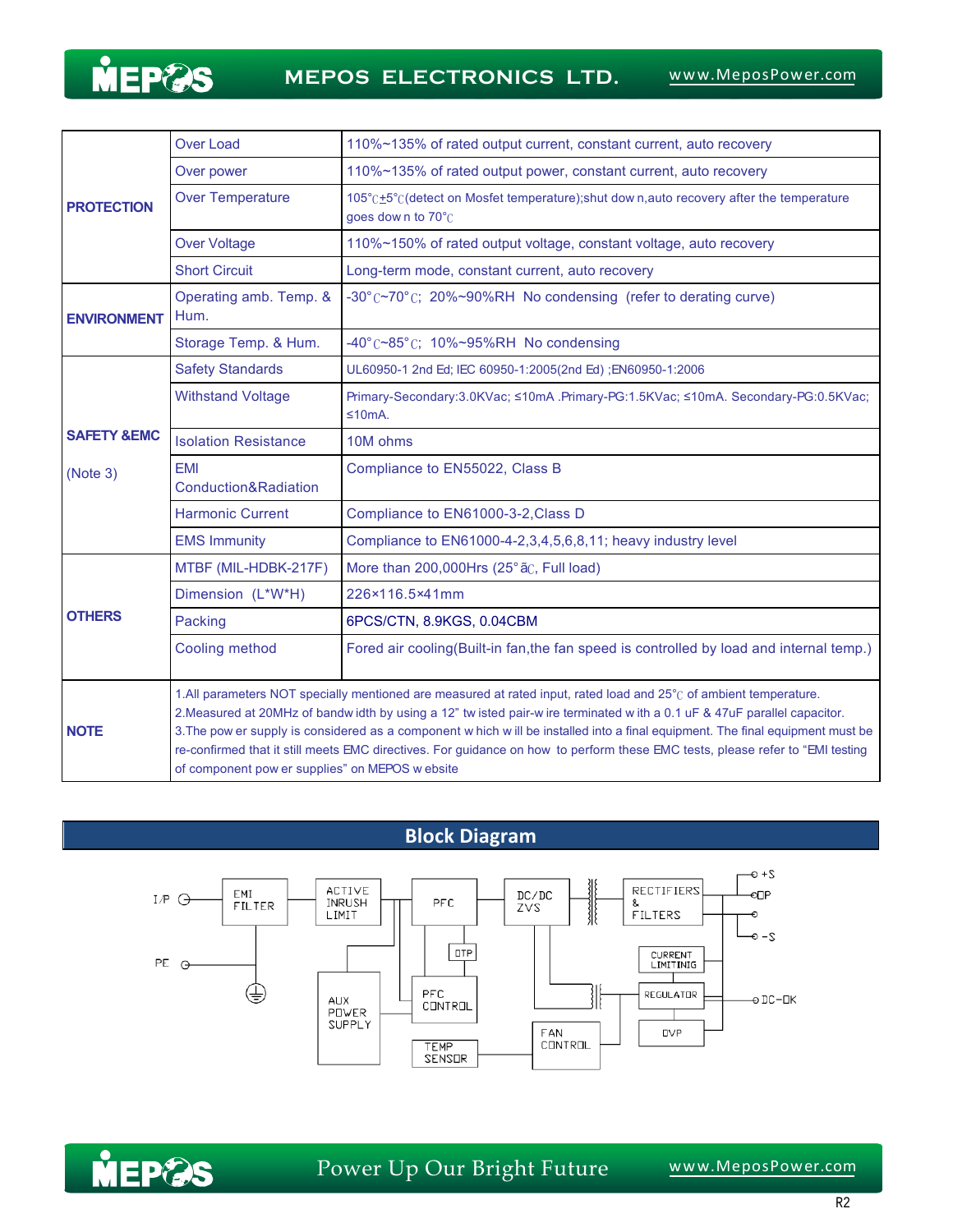| | | |
|---|---|---|
| **PROTECTION** | Over Load | 110%~135% of rated output current, constant current, auto recovery |
| | Over power | 110%~135% of rated output power, constant current, auto recovery |
| | Over Temperature | 105℃±5℃(detect on Mosfet temperature);shut down,auto recovery after the temperature goes down to 70℃ |
| | Over Voltage | 110%~150% of rated output voltage, constant voltage, auto recovery |
| | Short Circuit | Long-term mode, constant current, auto recovery |
| **ENVIRONMENT** | Operating amb. Temp. & Hum. | -30°C~70°C; 20%~90%RH No condensing (refer to derating curve) |
| | Storage Temp. & Hum. | -40°C~85°C; 10%~95%RH No condensing |
| **SAFETY &EMC** (Note 3) | Safety Standards | UL60950-1 2nd Ed; IEC 60950-1:2005(2nd Ed) ;EN60950-1:2006 |
| | Withstand Voltage | Primary-Secondary:3.0KVac; ≤10mA .Primary-PG:1.5KVac; ≤10mA. Secondary-PG:0.5KVac; ≤10mA. |
| | Isolation Resistance | 10M ohms |
| | EMI Conduction&Radiation | Compliance to EN55022, Class B |
| | Harmonic Current | Compliance to EN61000-3-2,Class D |
| | EMS Immunity | Compliance to EN61000-4-2,3,4,5,6,8,11; heavy industry level |
| **OTHERS** | MTBF (MIL-HDBK-217F) | More than 200,000Hrs (25°C, Full load) |
| | Dimension (L*W*H) | 226×116.5×41mm |
| | Packing | 6PCS/CTN, 8.9KGS, 0.04CBM |
| | Cooling method | Forced air cooling(Built-in fan,the fan speed is controlled by load and internal temp.) |
| **NOTE** | 1.All parameters NOT specially mentioned are measured at rated input, rated load and 25℃ of ambient temperature.<br>2.Measured at 20MHz of bandwidth by using a 12" twisted pair-wire terminated with a 0.1 uF & 47uF parallel capacitor.<br>3.The power supply is considered as a component which will be installed into a final equipment. The final equipment must be re-confirmed that it still meets EMC directives. For guidance on how to perform these EMC tests, please refer to "EMI testing of component power supplies" on MEPOS website | |

## Block Diagram

I/P, PE, EMI FILTER, ACTIVE INRUSH LIMIT, PFC, DC/DC ZVS, RECTIFIERS & FILTERS, +S, +V, -V, -S, OTP, PFC CONTROL, AUX POWER SUPPLY, TEMP SENSOR, FAN CONTROL, CURRENT LIMITINIG, REGULATOR, DC-OK, OVP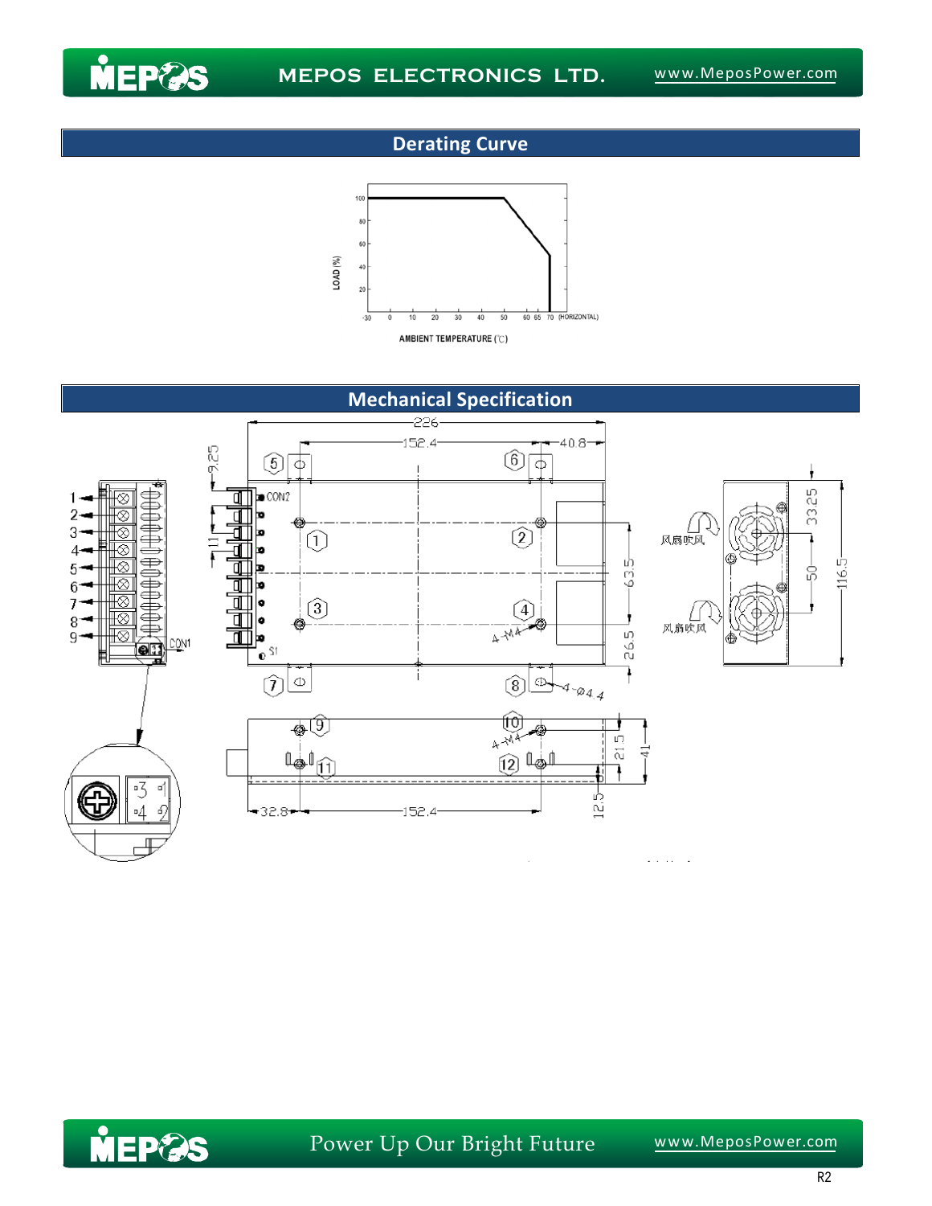## Derating Curve

LOAD (%)

100
80
60
40
20

-30 0 10 20 30 40 50 60 65 70 (HORIZONTAL)

AMBIENT TEMPERATURE (℃)

## Mechanical Specification

226
152.4
40.8
9.25
11
63.5
26.5
4-M4
4-Φ4.4
CON2
CON1
S1
1
2
3
4
5
6
7
8
9
10
11
12
33.25
50
116.5
风扇吹风
风扇吹风
21.5
41
12.5
32.8
152.4